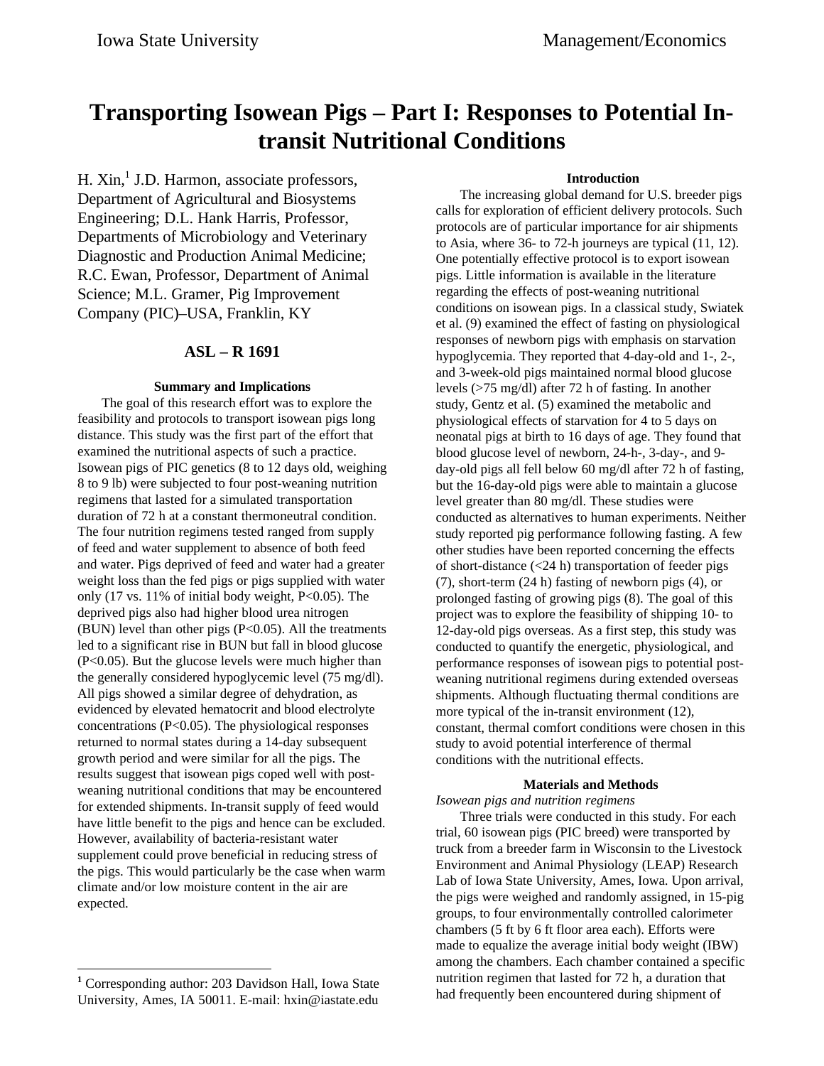# Transporting Isowean Pigs – Part I: Responses to Potential In-transit Nutritional Conditions

H. Xin,[1] J.D. Harmon, associate professors, Department of Agricultural and Biosystems Engineering; D.L. Hank Harris, Professor, Departments of Microbiology and Veterinary Diagnostic and Production Animal Medicine; R.C. Ewan, Professor, Department of Animal Science; M.L. Gramer, Pig Improvement Company (PIC)–USA, Franklin, KY

## ASL – R 1691

### Summary and Implications

The goal of this research effort was to explore the feasibility and protocols to transport isowean pigs long distance. This study was the first part of the effort that examined the nutritional aspects of such a practice. Isowean pigs of PIC genetics (8 to 12 days old, weighing 8 to 9 lb) were subjected to four post-weaning nutrition regimens that lasted for a simulated transportation duration of 72 h at a constant thermoneutral condition. The four nutrition regimens tested ranged from supply of feed and water supplement to absence of both feed and water. Pigs deprived of feed and water had a greater weight loss than the fed pigs or pigs supplied with water only (17 vs. 11% of initial body weight, $P<0.05$). The deprived pigs also had higher blood urea nitrogen (BUN) level than other pigs ($P<0.05$). All the treatments led to a significant rise in BUN but fall in blood glucose ($P<0.05$). But the glucose levels were much higher than the generally considered hypoglycemic level (75 mg/dl). All pigs showed a similar degree of dehydration, as evidenced by elevated hematocrit and blood electrolyte concentrations ($P<0.05$). The physiological responses returned to normal states during a 14-day subsequent growth period and were similar for all the pigs. The results suggest that isowean pigs coped well with post-weaning nutritional conditions that may be encountered for extended shipments. In-transit supply of feed would have little benefit to the pigs and hence can be excluded. However, availability of bacteria-resistant water supplement could prove beneficial in reducing stress of the pigs. This would particularly be the case when warm climate and/or low moisture content in the air are expected.

### Introduction

The increasing global demand for U.S. breeder pigs calls for exploration of efficient delivery protocols. Such protocols are of particular importance for air shipments to Asia, where 36- to 72-h journeys are typical (11, 12). One potentially effective protocol is to export isowean pigs. Little information is available in the literature regarding the effects of post-weaning nutritional conditions on isowean pigs. In a classical study, Swiatek et al. (9) examined the effect of fasting on physiological responses of newborn pigs with emphasis on starvation hypoglycemia. They reported that 4-day-old and 1-, 2-, and 3-week-old pigs maintained normal blood glucose levels (>75 mg/dl) after 72 h of fasting. In another study, Gentz et al. (5) examined the metabolic and physiological effects of starvation for 4 to 5 days on neonatal pigs at birth to 16 days of age. They found that blood glucose level of newborn, 24-h-, 3-day-, and 9-day-old pigs all fell below 60 mg/dl after 72 h of fasting, but the 16-day-old pigs were able to maintain a glucose level greater than 80 mg/dl. These studies were conducted as alternatives to human experiments. Neither study reported pig performance following fasting. A few other studies have been reported concerning the effects of short-distance (<24 h) transportation of feeder pigs (7), short-term (24 h) fasting of newborn pigs (4), or prolonged fasting of growing pigs (8). The goal of this project was to explore the feasibility of shipping 10- to 12-day-old pigs overseas. As a first step, this study was conducted to quantify the energetic, physiological, and performance responses of isowean pigs to potential post-weaning nutritional regimens during extended overseas shipments. Although fluctuating thermal conditions are more typical of the in-transit environment (12), constant, thermal comfort conditions were chosen in this study to avoid potential interference of thermal conditions with the nutritional effects.

### Materials and Methods

*Isowean pigs and nutrition regimens*

Three trials were conducted in this study. For each trial, 60 isowean pigs (PIC breed) were transported by truck from a breeder farm in Wisconsin to the Livestock Environment and Animal Physiology (LEAP) Research Lab of Iowa State University, Ames, Iowa. Upon arrival, the pigs were weighed and randomly assigned, in 15-pig groups, to four environmentally controlled calorimeter chambers (5 ft by 6 ft floor area each). Efforts were made to equalize the average initial body weight (IBW) among the chambers. Each chamber contained a specific nutrition regimen that lasted for 72 h, a duration that had frequently been encountered during shipment of

[1] Corresponding author: 203 Davidson Hall, Iowa State University, Ames, IA 50011. E-mail: hxin@iastate.edu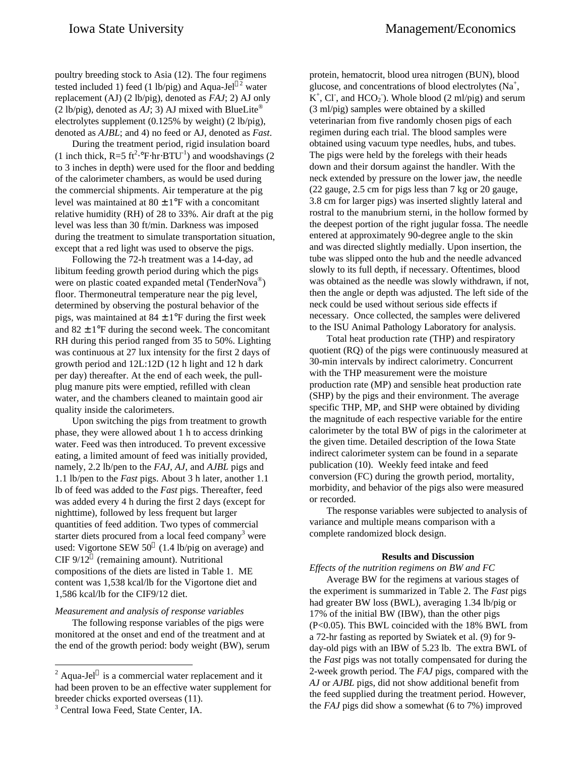poultry breeding stock to Asia (12). The four regimens tested included 1) feed (1 lb/pig) and Aqua-Jel®[2] water replacement (AJ) (2 lb/pig), denoted as *FAJ*; 2) AJ only (2 lb/pig), denoted as *AJ*; 3) AJ mixed with BlueLite® electrolytes supplement (0.125% by weight) (2 lb/pig), denoted as *AJBL*; and 4) no feed or AJ, denoted as *Fast*.

During the treatment period, rigid insulation board (1 inch thick, R=5 $ft^2$·°F·hr·$BTU^{-1}$) and woodshavings (2 to 3 inches in depth) were used for the floor and bedding of the calorimeter chambers, as would be used during the commercial shipments. Air temperature at the pig level was maintained at 80 ± 1°F with a concomitant relative humidity (RH) of 28 to 33%. Air draft at the pig level was less than 30 ft/min. Darkness was imposed during the treatment to simulate transportation situation, except that a red light was used to observe the pigs.

Following the 72-h treatment was a 14-day, ad libitum feeding growth period during which the pigs were on plastic coated expanded metal (TenderNova®) floor. Thermoneutral temperature near the pig level, determined by observing the postural behavior of the pigs, was maintained at 84 ± 1°F during the first week and 82 ± 1°F during the second week. The concomitant RH during this period ranged from 35 to 50%. Lighting was continuous at 27 lux intensity for the first 2 days of growth period and 12L:12D (12 h light and 12 h dark per day) thereafter. At the end of each week, the pull-plug manure pits were emptied, refilled with clean water, and the chambers cleaned to maintain good air quality inside the calorimeters.

Upon switching the pigs from treatment to growth phase, they were allowed about 1 h to access drinking water. Feed was then introduced. To prevent excessive eating, a limited amount of feed was initially provided, namely, 2.2 lb/pen to the *FAJ*, *AJ*, and *AJBL* pigs and 1.1 lb/pen to the *Fast* pigs. About 3 h later, another 1.1 lb of feed was added to the *Fast* pigs. Thereafter, feed was added every 4 h during the first 2 days (except for nighttime), followed by less frequent but larger quantities of feed addition. Two types of commercial starter diets procured from a local feed company[3] were used: Vigortone SEW 50® (1.4 lb/pig on average) and CIF 9/12® (remaining amount). Nutritional compositions of the diets are listed in Table 1. ME content was 1,538 kcal/lb for the Vigortone diet and 1,586 kcal/lb for the CIF9/12 diet.

*Measurement and analysis of response variables*

The following response variables of the pigs were monitored at the onset and end of the treatment and at the end of the growth period: body weight (BW), serum protein, hematocrit, blood urea nitrogen (BUN), blood glucose, and concentrations of blood electrolytes ($Na^+$, $K^+$, $Cl^-$, and $HCO_2^-$). Whole blood (2 ml/pig) and serum (3 ml/pig) samples were obtained by a skilled veterinarian from five randomly chosen pigs of each regimen during each trial. The blood samples were obtained using vacuum type needles, hubs, and tubes. The pigs were held by the forelegs with their heads down and their dorsum against the handler. With the neck extended by pressure on the lower jaw, the needle (22 gauge, 2.5 cm for pigs less than 7 kg or 20 gauge, 3.8 cm for larger pigs) was inserted slightly lateral and rostral to the manubrium sterni, in the hollow formed by the deepest portion of the right jugular fossa. The needle entered at approximately 90-degree angle to the skin and was directed slightly medially. Upon insertion, the tube was slipped onto the hub and the needle advanced slowly to its full depth, if necessary. Oftentimes, blood was obtained as the needle was slowly withdrawn, if not, then the angle or depth was adjusted. The left side of the neck could be used without serious side effects if necessary. Once collected, the samples were delivered to the ISU Animal Pathology Laboratory for analysis.

Total heat production rate (THP) and respiratory quotient (RQ) of the pigs were continuously measured at 30-min intervals by indirect calorimetry. Concurrent with the THP measurement were the moisture production rate (MP) and sensible heat production rate (SHP) by the pigs and their environment. The average specific THP, MP, and SHP were obtained by dividing the magnitude of each respective variable for the entire calorimeter by the total BW of pigs in the calorimeter at the given time. Detailed description of the Iowa State indirect calorimeter system can be found in a separate publication (10). Weekly feed intake and feed conversion (FC) during the growth period, mortality, morbidity, and behavior of the pigs also were measured or recorded.

The response variables were subjected to analysis of variance and multiple means comparison with a complete randomized block design.

## Results and Discussion

*Effects of the nutrition regimens on BW and FC*

Average BW for the regimens at various stages of the experiment is summarized in Table 2. The *Fast* pigs had greater BW loss (BWL), averaging 1.34 lb/pig or 17% of the initial BW (IBW), than the other pigs ($P<0.05$). This BWL coincided with the 18% BWL from a 72-hr fasting as reported by Swiatek et al. (9) for 9-day-old pigs with an IBW of 5.23 lb. The extra BWL of the *Fast* pigs was not totally compensated for during the 2-week growth period. The *FAJ* pigs, compared with the *AJ* or *AJBL* pigs, did not show additional benefit from the feed supplied during the treatment period. However, the *FAJ* pigs did show a somewhat (6 to 7%) improved

---

[2] Aqua-Jel® is a commercial water replacement and it had been proven to be an effective water supplement for breeder chicks exported overseas (11).

[3] Central Iowa Feed, State Center, IA.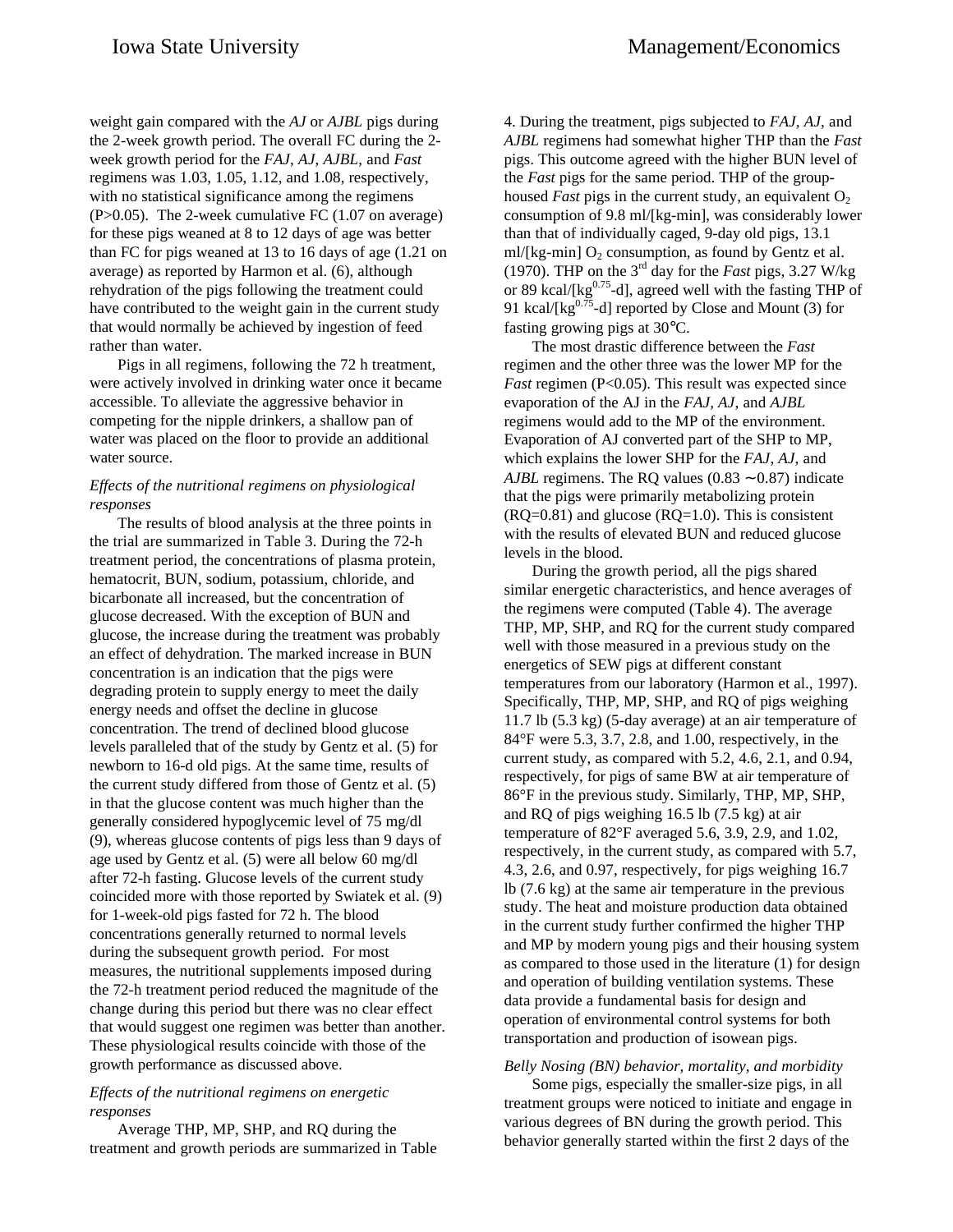weight gain compared with the *AJ* or *AJBL* pigs during the 2-week growth period. The overall FC during the 2-week growth period for the *FAJ*, *AJ*, *AJBL*, and *Fast* regimens was 1.03, 1.05, 1.12, and 1.08, respectively, with no statistical significance among the regimens ($P>0.05$). The 2-week cumulative FC (1.07 on average) for these pigs weaned at 8 to 12 days of age was better than FC for pigs weaned at 13 to 16 days of age (1.21 on average) as reported by Harmon et al. (6), although rehydration of the pigs following the treatment could have contributed to the weight gain in the current study that would normally be achieved by ingestion of feed rather than water.

Pigs in all regimens, following the 72 h treatment, were actively involved in drinking water once it became accessible. To alleviate the aggressive behavior in competing for the nipple drinkers, a shallow pan of water was placed on the floor to provide an additional water source.

*Effects of the nutritional regimens on physiological responses*

The results of blood analysis at the three points in the trial are summarized in Table 3. During the 72-h treatment period, the concentrations of plasma protein, hematocrit, BUN, sodium, potassium, chloride, and bicarbonate all increased, but the concentration of glucose decreased. With the exception of BUN and glucose, the increase during the treatment was probably an effect of dehydration. The marked increase in BUN concentration is an indication that the pigs were degrading protein to supply energy to meet the daily energy needs and offset the decline in glucose concentration. The trend of declined blood glucose levels paralleled that of the study by Gentz et al. (5) for newborn to 16-d old pigs. At the same time, results of the current study differed from those of Gentz et al. (5) in that the glucose content was much higher than the generally considered hypoglycemic level of 75 mg/dl (9), whereas glucose contents of pigs less than 9 days of age used by Gentz et al. (5) were all below 60 mg/dl after 72-h fasting. Glucose levels of the current study coincided more with those reported by Swiatek et al. (9) for 1-week-old pigs fasted for 72 h. The blood concentrations generally returned to normal levels during the subsequent growth period. For most measures, the nutritional supplements imposed during the 72-h treatment period reduced the magnitude of the change during this period but there was no clear effect that would suggest one regimen was better than another. These physiological results coincide with those of the growth performance as discussed above.

*Effects of the nutritional regimens on energetic responses*

Average THP, MP, SHP, and RQ during the treatment and growth periods are summarized in Table 4. During the treatment, pigs subjected to *FAJ*, *AJ*, and *AJBL* regimens had somewhat higher THP than the *Fast* pigs. This outcome agreed with the higher BUN level of the *Fast* pigs for the same period. THP of the group-housed *Fast* pigs in the current study, an equivalent $O_2$ consumption of 9.8 ml/[kg-min], was considerably lower than that of individually caged, 9-day old pigs, 13.1 ml/[kg-min] $O_2$ consumption, as found by Gentz et al. (1970). THP on the 3rd day for the *Fast* pigs, 3.27 W/kg or 89 kcal/[$kg^{0.75}$-d], agreed well with the fasting THP of 91 kcal/[$kg^{0.75}$-d] reported by Close and Mount (3) for fasting growing pigs at 30°C.

The most drastic difference between the *Fast* regimen and the other three was the lower MP for the *Fast* regimen ($P<0.05$). This result was expected since evaporation of the AJ in the *FAJ, AJ,* and *AJBL* regimens would add to the MP of the environment. Evaporation of AJ converted part of the SHP to MP, which explains the lower SHP for the *FAJ, AJ*, and *AJBL* regimens. The RQ values (0.83 ∼0.87) indicate that the pigs were primarily metabolizing protein (RQ=0.81) and glucose (RQ=1.0). This is consistent with the results of elevated BUN and reduced glucose levels in the blood.

During the growth period, all the pigs shared similar energetic characteristics, and hence averages of the regimens were computed (Table 4). The average THP, MP, SHP, and RQ for the current study compared well with those measured in a previous study on the energetics of SEW pigs at different constant temperatures from our laboratory (Harmon et al., 1997). Specifically, THP, MP, SHP, and RQ of pigs weighing 11.7 lb (5.3 kg) (5-day average) at an air temperature of 84°F were 5.3, 3.7, 2.8, and 1.00, respectively, in the current study, as compared with 5.2, 4.6, 2.1, and 0.94, respectively, for pigs of same BW at air temperature of 86°F in the previous study. Similarly, THP, MP, SHP, and RQ of pigs weighing 16.5 lb (7.5 kg) at air temperature of 82°F averaged 5.6, 3.9, 2.9, and 1.02, respectively, in the current study, as compared with 5.7, 4.3, 2.6, and 0.97, respectively, for pigs weighing 16.7 lb (7.6 kg) at the same air temperature in the previous study. The heat and moisture production data obtained in the current study further confirmed the higher THP and MP by modern young pigs and their housing system as compared to those used in the literature (1) for design and operation of building ventilation systems. These data provide a fundamental basis for design and operation of environmental control systems for both transportation and production of isowean pigs.

*Belly Nosing (BN) behavior, mortality, and morbidity*

Some pigs, especially the smaller-size pigs, in all treatment groups were noticed to initiate and engage in various degrees of BN during the growth period. This behavior generally started within the first 2 days of the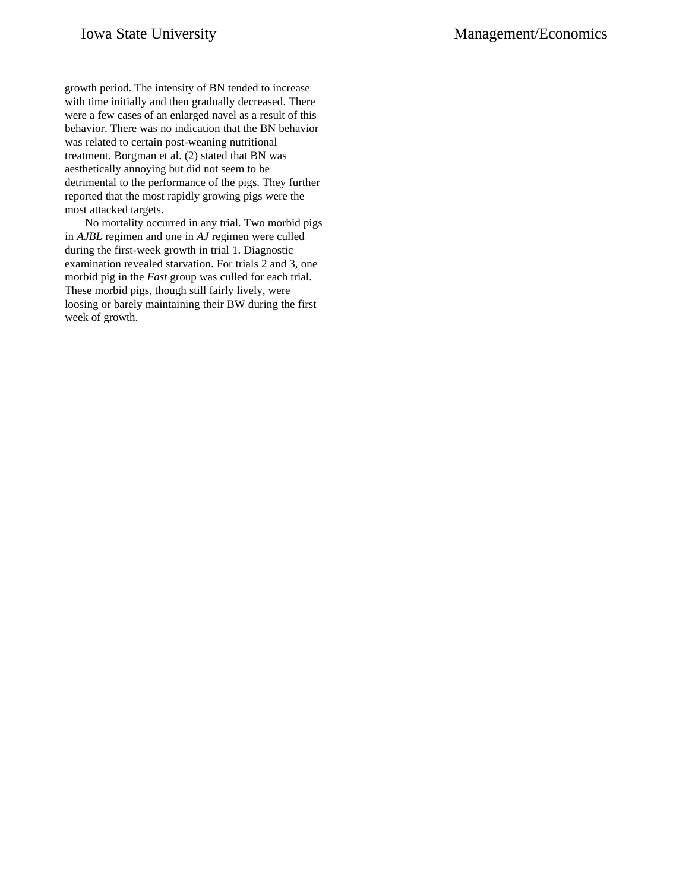growth period. The intensity of BN tended to increase with time initially and then gradually decreased. There were a few cases of an enlarged navel as a result of this behavior. There was no indication that the BN behavior was related to certain post-weaning nutritional treatment. Borgman et al. (2) stated that BN was aesthetically annoying but did not seem to be detrimental to the performance of the pigs. They further reported that the most rapidly growing pigs were the most attacked targets.

No mortality occurred in any trial. Two morbid pigs in *AJBL* regimen and one in *AJ* regimen were culled during the first-week growth in trial 1. Diagnostic examination revealed starvation. For trials 2 and 3, one morbid pig in the *Fast* group was culled for each trial. These morbid pigs, though still fairly lively, were loosing or barely maintaining their BW during the first week of growth.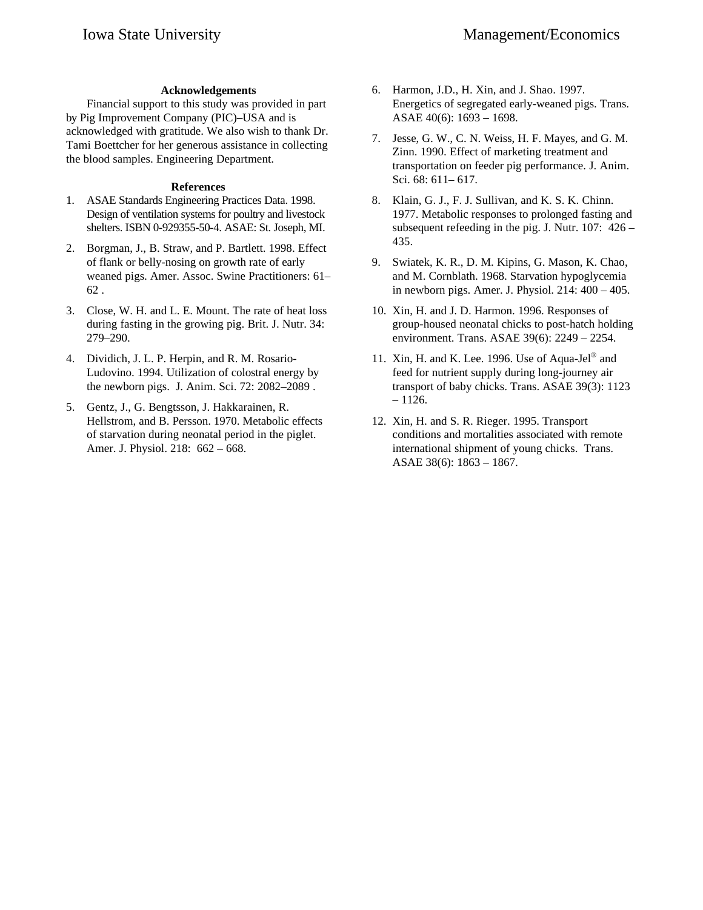### Acknowledgements

Financial support to this study was provided in part by Pig Improvement Company (PIC)–USA and is acknowledged with gratitude. We also wish to thank Dr. Tami Boettcher for her generous assistance in collecting the blood samples. Engineering Department.

### References

1. ASAE Standards Engineering Practices Data. 1998. Design of ventilation systems for poultry and livestock shelters. ISBN 0-929355-50-4. ASAE: St. Joseph, MI.
2. Borgman, J., B. Straw, and P. Bartlett. 1998. Effect of flank or belly-nosing on growth rate of early weaned pigs. Amer. Assoc. Swine Practitioners: 61–62 .
3. Close, W. H. and L. E. Mount. The rate of heat loss during fasting in the growing pig. Brit. J. Nutr. 34: 279–290.
4. Dividich, J. L. P. Herpin, and R. M. Rosario-Ludovino. 1994. Utilization of colostral energy by the newborn pigs. J. Anim. Sci. 72: 2082–2089 .
5. Gentz, J., G. Bengtsson, J. Hakkarainen, R. Hellstrom, and B. Persson. 1970. Metabolic effects of starvation during neonatal period in the piglet. Amer. J. Physiol. 218: 662 – 668.
6. Harmon, J.D., H. Xin, and J. Shao. 1997. Energetics of segregated early-weaned pigs. Trans. ASAE 40(6): 1693 – 1698.
7. Jesse, G. W., C. N. Weiss, H. F. Mayes, and G. M. Zinn. 1990. Effect of marketing treatment and transportation on feeder pig performance. J. Anim. Sci. 68: 611– 617.
8. Klain, G. J., F. J. Sullivan, and K. S. K. Chinn. 1977. Metabolic responses to prolonged fasting and subsequent refeeding in the pig. J. Nutr. 107: 426 – 435.
9. Swiatek, K. R., D. M. Kipins, G. Mason, K. Chao, and M. Cornblath. 1968. Starvation hypoglycemia in newborn pigs. Amer. J. Physiol. 214: 400 – 405.
10. Xin, H. and J. D. Harmon. 1996. Responses of group-housed neonatal chicks to post-hatch holding environment. Trans. ASAE 39(6): 2249 – 2254.
11. Xin, H. and K. Lee. 1996. Use of Aqua-Jel® and feed for nutrient supply during long-journey air transport of baby chicks. Trans. ASAE 39(3): 1123 – 1126.
12. Xin, H. and S. R. Rieger. 1995. Transport conditions and mortalities associated with remote international shipment of young chicks. Trans. ASAE 38(6): 1863 – 1867.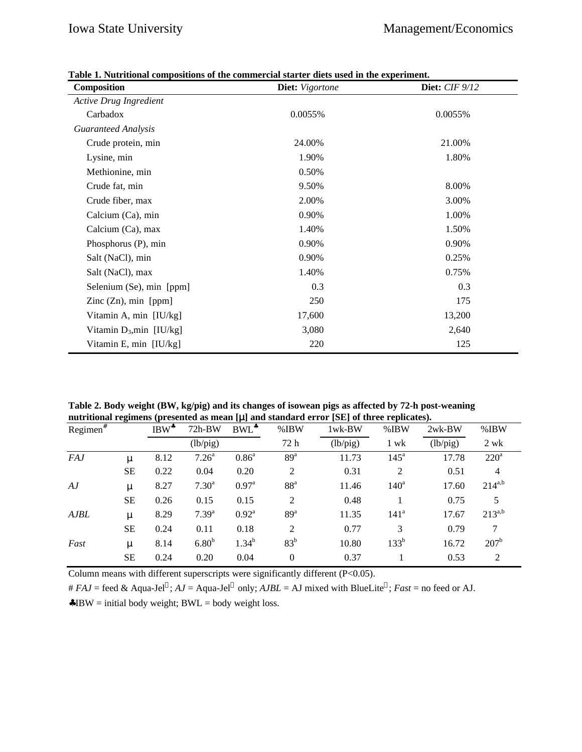**Table 1. Nutritional compositions of the commercial starter diets used in the experiment.**

| Composition | Diet: *Vigortone* | Diet: *CIF 9/12* |
|---|---|---|
| *Active Drug Ingredient* | | |
| Carbadox | 0.0055% | 0.0055% |
| *Guaranteed Analysis* | | |
| Crude protein, min | 24.00% | 21.00% |
| Lysine, min | 1.90% | 1.80% |
| Methionine, min | 0.50% | |
| Crude fat, min | 9.50% | 8.00% |
| Crude fiber, max | 2.00% | 3.00% |
| Calcium (Ca), min | 0.90% | 1.00% |
| Calcium (Ca), max | 1.40% | 1.50% |
| Phosphorus (P), min | 0.90% | 0.90% |
| Salt (NaCl), min | 0.90% | 0.25% |
| Salt (NaCl), max | 1.40% | 0.75% |
| Selenium (Se), min [ppm] | 0.3 | 0.3 |
| Zinc (Zn), min [ppm] | 250 | 175 |
| Vitamin A, min [IU/kg] | 17,600 | 13,200 |
| Vitamin $D_3$, min [IU/kg] | 3,080 | 2,640 |
| Vitamin E, min [IU/kg] | 220 | 125 |

**Table 2. Body weight (BW, kg/pig) and its changes of isowean pigs as affected by 72-h post-weaning nutritional regimens (presented as mean [μ] and standard error [SE] of three replicates).**

| Regimen# | | IBW♣ | 72h-BW | BWL♣ | %IBW | 1wk-BW | %IBW | 2wk-BW | %IBW |
|---|---|---|---|---|---|---|---|---|---|
| | | | (lb/pig) | | 72 h | (lb/pig) | 1 wk | (lb/pig) | 2 wk |
| *FAJ* | μ | 8.12 | 7.26[a] | 0.86[a] | 89[a] | 11.73 | 145[a] | 17.78 | 220[a] |
| | SE | 0.22 | 0.04 | 0.20 | 2 | 0.31 | 2 | 0.51 | 4 |
| *AJ* | μ | 8.27 | 7.30[a] | 0.97[a] | 88[a] | 11.46 | 140[a] | 17.60 | 214[a,b] |
| | SE | 0.26 | 0.15 | 0.15 | 2 | 0.48 | 1 | 0.75 | 5 |
| *AJBL* | μ | 8.29 | 7.39[a] | 0.92[a] | 89[a] | 11.35 | 141[a] | 17.67 | 213[a,b] |
| | SE | 0.24 | 0.11 | 0.18 | 2 | 0.77 | 3 | 0.79 | 7 |
| *Fast* | μ | 8.14 | 6.80[b] | 1.34[b] | 83[b] | 10.80 | 133[b] | 16.72 | 207[b] |
| | SE | 0.24 | 0.20 | 0.04 | 0 | 0.37 | 1 | 0.53 | 2 |

Column means with different superscripts were significantly different ($P<0.05$).

# *FAJ* = feed & Aqua-Jel; *AJ* = Aqua-Jel only; *AJBL* = AJ mixed with BlueLite; *Fast* = no feed or AJ.

♣IBW = initial body weight; BWL = body weight loss.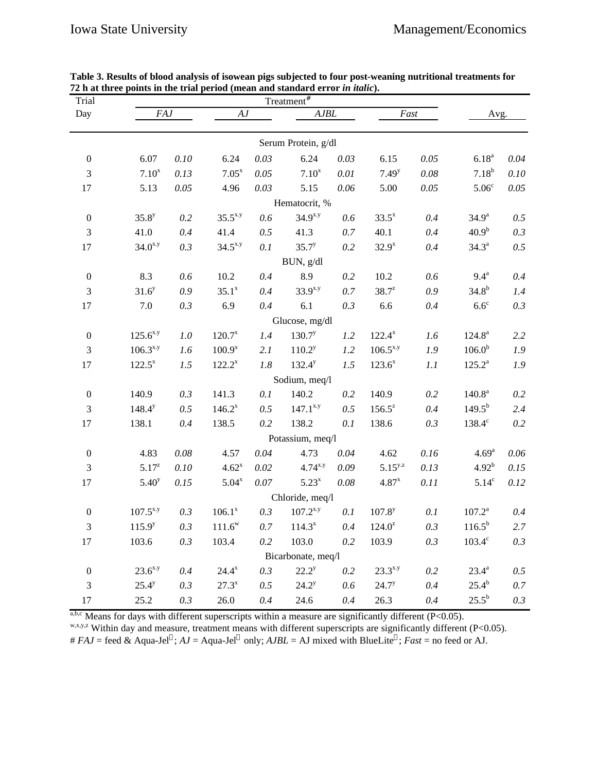**Table 3. Results of blood analysis of isowean pigs subjected to four post-weaning nutritional treatments for 72 h at three points in the trial period (mean and standard error *in italic*).**

| Trial Day | Treatment# | | | | | | | | | |
|---|---|---|---|---|---|---|---|---|---|---|
| | *FAJ* | | *AJ* | | *AJBL* | | *Fast* | | Avg. | |
| | | | | | Serum Protein, g/dl | | | | | |
| 0 | 6.07 | *0.10* | 6.24 | *0.03* | 6.24 | *0.03* | 6.15 | *0.05* | 6.18[a] | *0.04* |
| 3 | 7.10[x] | *0.13* | 7.05[x] | *0.05* | 7.10[x] | *0.01* | 7.49[y] | *0.08* | 7.18[b] | *0.10* |
| 17 | 5.13 | *0.05* | 4.96 | *0.03* | 5.15 | *0.06* | 5.00 | *0.05* | 5.06[c] | *0.05* |
| | | | | | Hematocrit, % | | | | | |
| 0 | 35.8[y] | *0.2* | 35.5[x,y] | *0.6* | 34.9[x,y] | *0.6* | 33.5[x] | *0.4* | 34.9[a] | *0.5* |
| 3 | 41.0 | *0.4* | 41.4 | *0.5* | 41.3 | *0.7* | 40.1 | *0.4* | 40.9[b] | *0.3* |
| 17 | 34.0[x,y] | *0.3* | 34.5[x,y] | *0.1* | 35.7[y] | *0.2* | 32.9[x] | *0.4* | 34.3[a] | *0.5* |
| | | | | | BUN, g/dl | | | | | |
| 0 | 8.3 | *0.6* | 10.2 | *0.4* | 8.9 | *0.2* | 10.2 | *0.6* | 9.4[a] | *0.4* |
| 3 | 31.6[y] | *0.9* | 35.1[x] | *0.4* | 33.9[x,y] | *0.7* | 38.7[z] | *0.9* | 34.8[b] | *1.4* |
| 17 | 7.0 | *0.3* | 6.9 | *0.4* | 6.1 | *0.3* | 6.6 | *0.4* | 6.6[c] | *0.3* |
| | | | | | Glucose, mg/dl | | | | | |
| 0 | 125.6[x,y] | *1.0* | 120.7[x] | *1.4* | 130.7[y] | *1.2* | 122.4[x] | *1.6* | 124.8[a] | *2.2* |
| 3 | 106.3[x,y] | *1.6* | 100.9[x] | *2.1* | 110.2[y] | *1.2* | 106.5[x,y] | *1.9* | 106.0[b] | *1.9* |
| 17 | 122.5[x] | *1.5* | 122.2[x] | *1.8* | 132.4[y] | *1.5* | 123.6[x] | *1.1* | 125.2[a] | *1.9* |
| | | | | | Sodium, meq/l | | | | | |
| 0 | 140.9 | *0.3* | 141.3 | *0.1* | 140.2 | *0.2* | 140.9 | *0.2* | 140.8[a] | *0.2* |
| 3 | 148.4[y] | *0.5* | 146.2[x] | *0.5* | 147.1[x,y] | *0.5* | 156.5[z] | *0.4* | 149.5[b] | *2.4* |
| 17 | 138.1 | *0.4* | 138.5 | *0.2* | 138.2 | *0.1* | 138.6 | *0.3* | 138.4[c] | *0.2* |
| | | | | | Potassium, meq/l | | | | | |
| 0 | 4.83 | *0.08* | 4.57 | *0.04* | 4.73 | *0.04* | 4.62 | *0.16* | 4.69[a] | *0.06* |
| 3 | 5.17[z] | *0.10* | 4.62[x] | *0.02* | 4.74[x,y] | *0.09* | 5.15[y,z] | *0.13* | 4.92[b] | *0.15* |
| 17 | 5.40[y] | *0.15* | 5.04[x] | *0.07* | 5.23[x] | *0.08* | 4.87[x] | *0.11* | 5.14[c] | *0.12* |
| | | | | | Chloride, meq/l | | | | | |
| 0 | 107.5[x,y] | *0.3* | 106.1[x] | *0.3* | 107.2[x,y] | *0.1* | 107.8[y] | *0.1* | 107.2[a] | *0.4* |
| 3 | 115.9[y] | *0.3* | 111.6[w] | *0.7* | 114.3[x] | *0.4* | 124.0[z] | *0.3* | 116.5[b] | *2.7* |
| 17 | 103.6 | *0.3* | 103.4 | *0.2* | 103.0 | *0.2* | 103.9 | *0.3* | 103.4[c] | *0.3* |
| | | | | | Bicarbonate, meq/l | | | | | |
| 0 | 23.6[x,y] | *0.4* | 24.4[x] | *0.3* | 22.2[y] | *0.2* | 23.3[x,y] | *0.2* | 23.4[a] | *0.5* |
| 3 | 25.4[y] | *0.3* | 27.3[x] | *0.5* | 24.2[y] | *0.6* | 24.7[y] | *0.4* | 25.4[b] | *0.7* |
| 17 | 25.2 | *0.3* | 26.0 | *0.4* | 24.6 | *0.4* | 26.3 | *0.4* | 25.5[b] | *0.3* |

[a,b,c] Means for days with different superscripts within a measure are significantly different (P<0.05).
[w,x,y,z] Within day and measure, treatment means with different superscripts are significantly different (P<0.05).
\# *FAJ* = feed & Aqua-Jel®; *AJ* = Aqua-Jel® only; *AJBL* = AJ mixed with BlueLite®; *Fast* = no feed or AJ.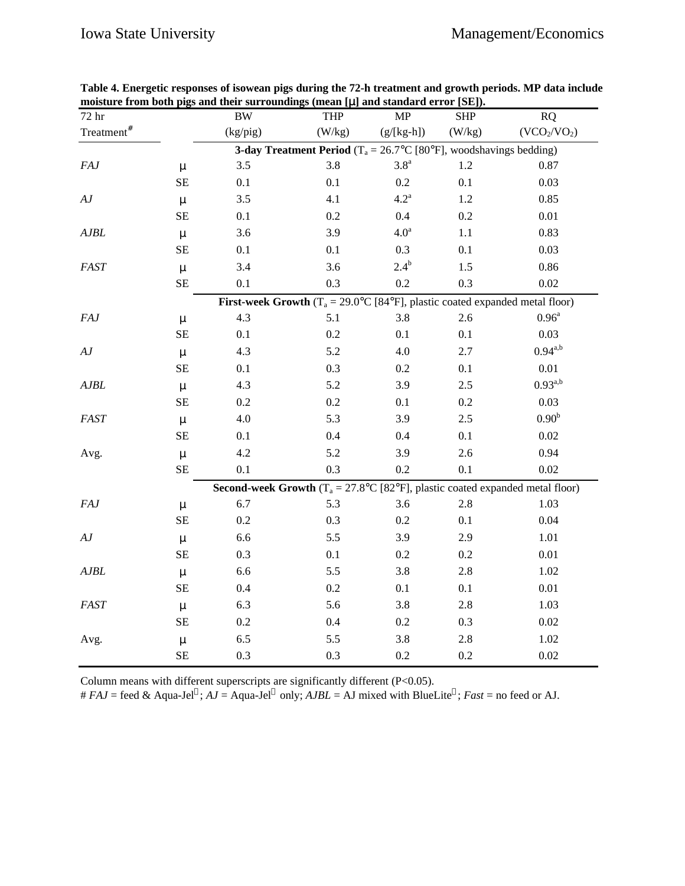**Table 4. Energetic responses of isowean pigs during the 72-h treatment and growth periods. MP data include moisture from both pigs and their surroundings (mean [μ] and standard error [SE]).**

| 72 hr Treatment[#] | | BW (kg/pig) | THP (W/kg) | MP (g/[kg-h]) | SHP (W/kg) | RQ ($VCO_2/VO_2$) |
|---|---|---|---|---|---|---|
| | | **3-day Treatment Period** ($T_a$ = 26.7°C [80°F], woodshavings bedding) | | | | |
| *FAJ* | μ | 3.5 | 3.8 | 3.8[a] | 1.2 | 0.87 |
| | SE | 0.1 | 0.1 | 0.2 | 0.1 | 0.03 |
| *AJ* | μ | 3.5 | 4.1 | 4.2[a] | 1.2 | 0.85 |
| | SE | 0.1 | 0.2 | 0.4 | 0.2 | 0.01 |
| *AJBL* | μ | 3.6 | 3.9 | 4.0[a] | 1.1 | 0.83 |
| | SE | 0.1 | 0.1 | 0.3 | 0.1 | 0.03 |
| *FAST* | μ | 3.4 | 3.6 | 2.4[b] | 1.5 | 0.86 |
| | SE | 0.1 | 0.3 | 0.2 | 0.3 | 0.02 |
| | | **First-week Growth** ($T_a$ = 29.0°C [84°F], plastic coated expanded metal floor) | | | | |
| *FAJ* | μ | 4.3 | 5.1 | 3.8 | 2.6 | 0.96[a] |
| | SE | 0.1 | 0.2 | 0.1 | 0.1 | 0.03 |
| *AJ* | μ | 4.3 | 5.2 | 4.0 | 2.7 | 0.94[a,b] |
| | SE | 0.1 | 0.3 | 0.2 | 0.1 | 0.01 |
| *AJBL* | μ | 4.3 | 5.2 | 3.9 | 2.5 | 0.93[a,b] |
| | SE | 0.2 | 0.2 | 0.1 | 0.2 | 0.03 |
| *FAST* | μ | 4.0 | 5.3 | 3.9 | 2.5 | 0.90[b] |
| | SE | 0.1 | 0.4 | 0.4 | 0.1 | 0.02 |
| Avg. | μ | 4.2 | 5.2 | 3.9 | 2.6 | 0.94 |
| | SE | 0.1 | 0.3 | 0.2 | 0.1 | 0.02 |
| | | **Second-week Growth** ($T_a$ = 27.8°C [82°F], plastic coated expanded metal floor) | | | | |
| *FAJ* | μ | 6.7 | 5.3 | 3.6 | 2.8 | 1.03 |
| | SE | 0.2 | 0.3 | 0.2 | 0.1 | 0.04 |
| *AJ* | μ | 6.6 | 5.5 | 3.9 | 2.9 | 1.01 |
| | SE | 0.3 | 0.1 | 0.2 | 0.2 | 0.01 |
| *AJBL* | μ | 6.6 | 5.5 | 3.8 | 2.8 | 1.02 |
| | SE | 0.4 | 0.2 | 0.1 | 0.1 | 0.01 |
| *FAST* | μ | 6.3 | 5.6 | 3.8 | 2.8 | 1.03 |
| | SE | 0.2 | 0.4 | 0.2 | 0.3 | 0.02 |
| Avg. | μ | 6.5 | 5.5 | 3.8 | 2.8 | 1.02 |
| | SE | 0.3 | 0.3 | 0.2 | 0.2 | 0.02 |

Column means with different superscripts are significantly different ($P<0.05$).
# *FAJ* = feed & Aqua-Jel; *AJ* = Aqua-Jel only; *AJBL* = AJ mixed with BlueLite; *Fast* = no feed or AJ.